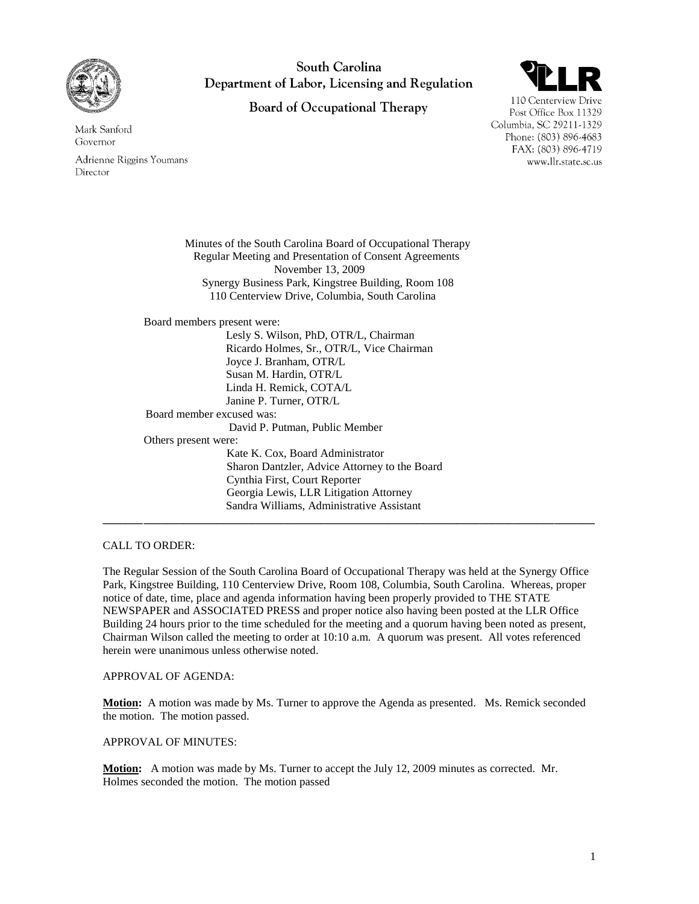**South Carolina**
**Department of Labor, Licensing and Regulation**

**Board of Occupational Therapy**

Mark Sanford
Governor

Adrienne Riggins Youmans
Director

LLR

110 Centerview Drive
Post Office Box 11329
Columbia, SC 29211-1329
Phone: (803) 896-4683
FAX: (803) 896-4719
www.llr.state.sc.us

Minutes of the South Carolina Board of Occupational Therapy
Regular Meeting and Presentation of Consent Agreements
November 13, 2009
Synergy Business Park, Kingstree Building, Room 108
110 Centerview Drive, Columbia, South Carolina

Board members present were:

- Lesly S. Wilson, PhD, OTR/L, Chairman
- Ricardo Holmes, Sr., OTR/L, Vice Chairman
- Joyce J. Branham, OTR/L
- Susan M. Hardin, OTR/L
- Linda H. Remick, COTA/L
- Janine P. Turner, OTR/L

Board member excused was:

- David P. Putman, Public Member

Others present were:

- Kate K. Cox, Board Administrator
- Sharon Dantzler, Advice Attorney to the Board
- Cynthia First, Court Reporter
- Georgia Lewis, LLR Litigation Attorney
- Sandra Williams, Administrative Assistant

---

CALL TO ORDER:

The Regular Session of the South Carolina Board of Occupational Therapy was held at the Synergy Office Park, Kingstree Building, 110 Centerview Drive, Room 108, Columbia, South Carolina. Whereas, proper notice of date, time, place and agenda information having been properly provided to THE STATE NEWSPAPER and ASSOCIATED PRESS and proper notice also having been posted at the LLR Office Building 24 hours prior to the time scheduled for the meeting and a quorum having been noted as present, Chairman Wilson called the meeting to order at 10:10 a.m. A quorum was present. All votes referenced herein were unanimous unless otherwise noted.

APPROVAL OF AGENDA:

**Motion:** A motion was made by Ms. Turner to approve the Agenda as presented. Ms. Remick seconded the motion. The motion passed.

APPROVAL OF MINUTES:

**Motion:** A motion was made by Ms. Turner to accept the July 12, 2009 minutes as corrected. Mr. Holmes seconded the motion. The motion passed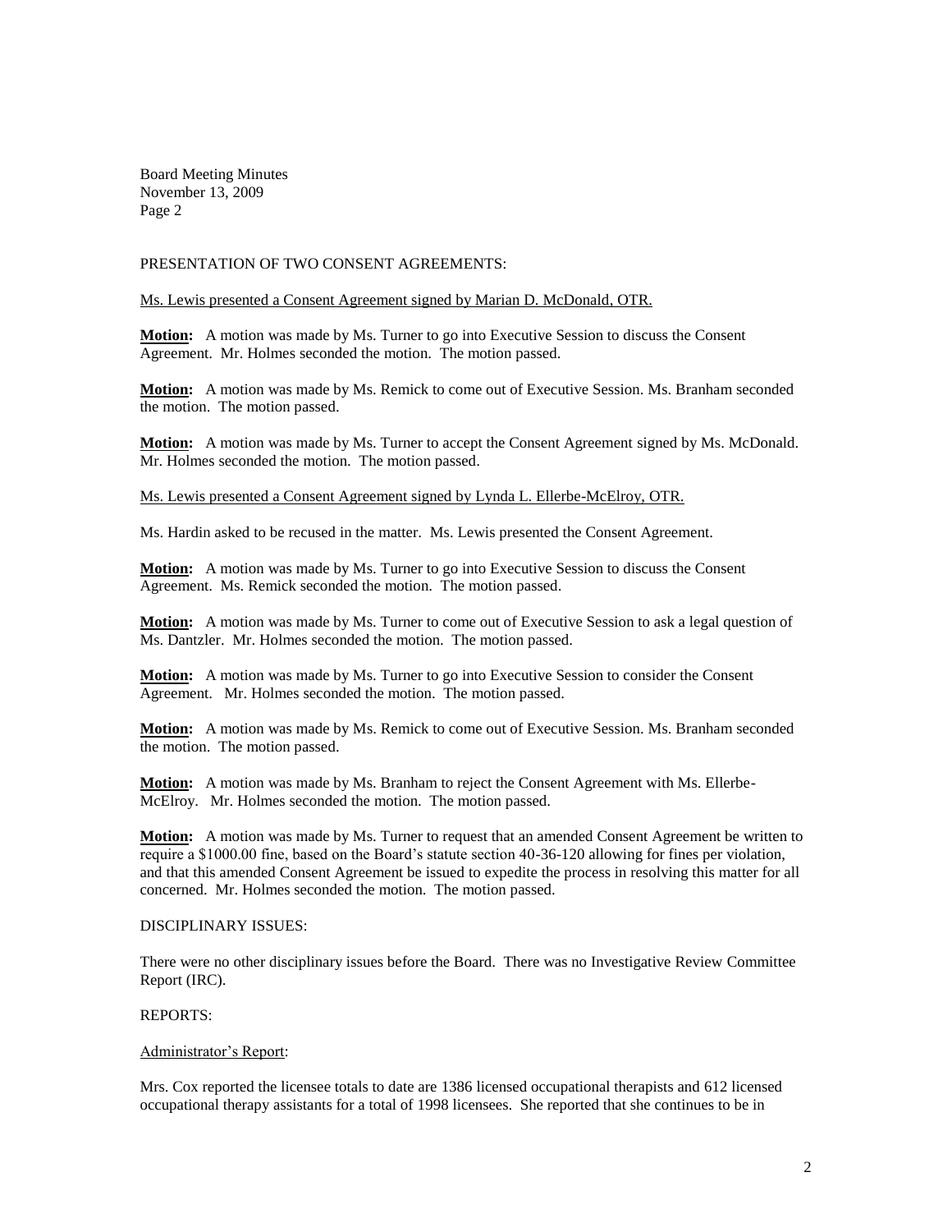PRESENTATION OF TWO CONSENT AGREEMENTS:

Ms. Lewis presented a Consent Agreement signed by Marian D. McDonald, OTR.

**Motion:** A motion was made by Ms. Turner to go into Executive Session to discuss the Consent Agreement. Mr. Holmes seconded the motion. The motion passed.

**Motion:** A motion was made by Ms. Remick to come out of Executive Session. Ms. Branham seconded the motion. The motion passed.

**Motion:** A motion was made by Ms. Turner to accept the Consent Agreement signed by Ms. McDonald. Mr. Holmes seconded the motion. The motion passed.

Ms. Lewis presented a Consent Agreement signed by Lynda L. Ellerbe-McElroy, OTR.

Ms. Hardin asked to be recused in the matter. Ms. Lewis presented the Consent Agreement.

**Motion:** A motion was made by Ms. Turner to go into Executive Session to discuss the Consent Agreement. Ms. Remick seconded the motion. The motion passed.

**Motion:** A motion was made by Ms. Turner to come out of Executive Session to ask a legal question of Ms. Dantzler. Mr. Holmes seconded the motion. The motion passed.

**Motion:** A motion was made by Ms. Turner to go into Executive Session to consider the Consent Agreement. Mr. Holmes seconded the motion. The motion passed.

**Motion:** A motion was made by Ms. Remick to come out of Executive Session. Ms. Branham seconded the motion. The motion passed.

**Motion:** A motion was made by Ms. Branham to reject the Consent Agreement with Ms. Ellerbe-McElroy. Mr. Holmes seconded the motion. The motion passed.

**Motion:** A motion was made by Ms. Turner to request that an amended Consent Agreement be written to require a $1000.00 fine, based on the Board's statute section 40-36-120 allowing for fines per violation, and that this amended Consent Agreement be issued to expedite the process in resolving this matter for all concerned. Mr. Holmes seconded the motion. The motion passed.

DISCIPLINARY ISSUES:

There were no other disciplinary issues before the Board. There was no Investigative Review Committee Report (IRC).

REPORTS:

Administrator's Report:

Mrs. Cox reported the licensee totals to date are 1386 licensed occupational therapists and 612 licensed occupational therapy assistants for a total of 1998 licensees. She reported that she continues to be in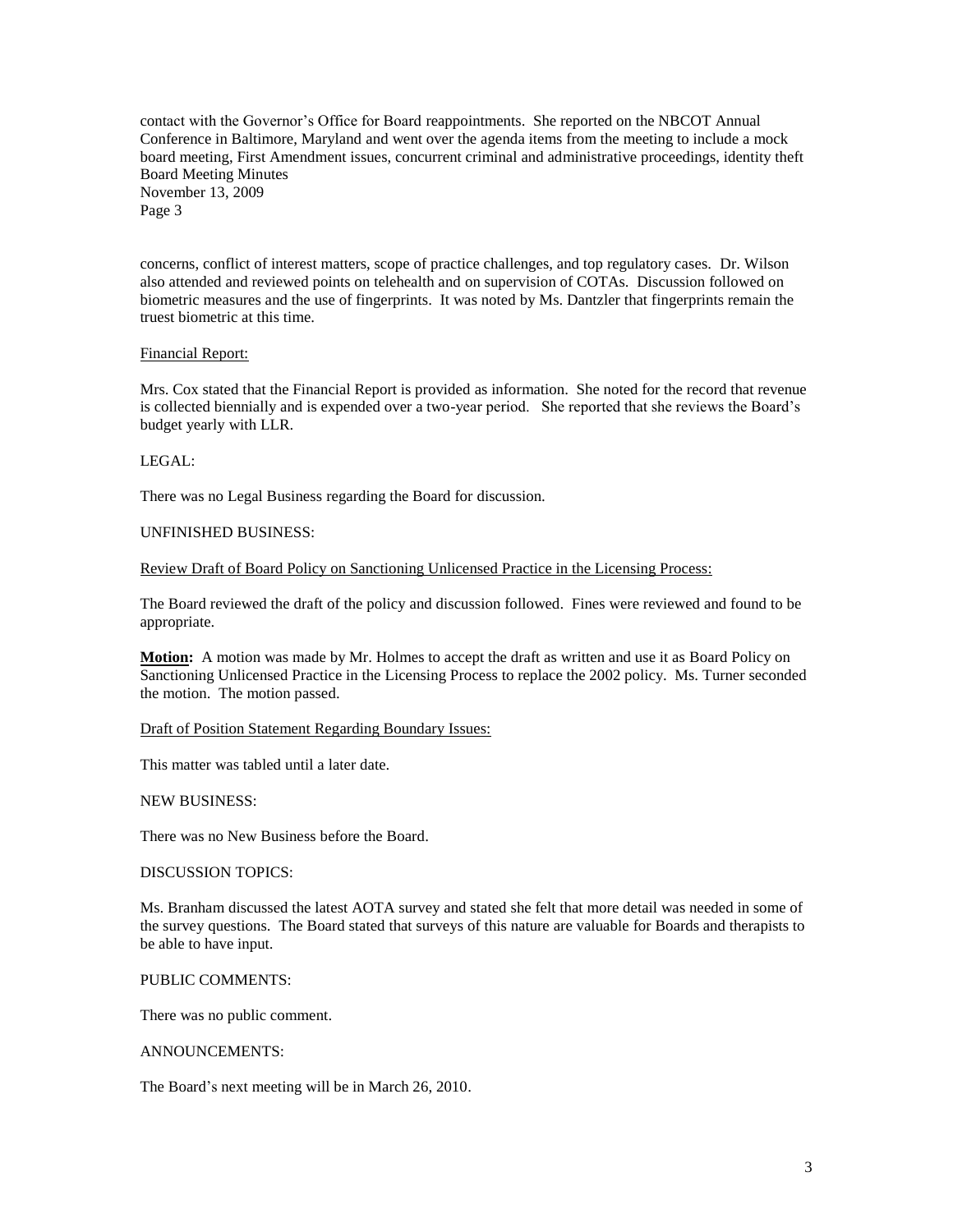contact with the Governor's Office for Board reappointments. She reported on the NBCOT Annual Conference in Baltimore, Maryland and went over the agenda items from the meeting to include a mock board meeting, First Amendment issues, concurrent criminal and administrative proceedings, identity theft concerns, conflict of interest matters, scope of practice challenges, and top regulatory cases. Dr. Wilson also attended and reviewed points on telehealth and on supervision of COTAs. Discussion followed on biometric measures and the use of fingerprints. It was noted by Ms. Dantzler that fingerprints remain the truest biometric at this time.

Financial Report:

Mrs. Cox stated that the Financial Report is provided as information. She noted for the record that revenue is collected biennially and is expended over a two-year period. She reported that she reviews the Board's budget yearly with LLR.

LEGAL:

There was no Legal Business regarding the Board for discussion.

UNFINISHED BUSINESS:

Review Draft of Board Policy on Sanctioning Unlicensed Practice in the Licensing Process:

The Board reviewed the draft of the policy and discussion followed. Fines were reviewed and found to be appropriate.

**Motion:** A motion was made by Mr. Holmes to accept the draft as written and use it as Board Policy on Sanctioning Unlicensed Practice in the Licensing Process to replace the 2002 policy. Ms. Turner seconded the motion. The motion passed.

Draft of Position Statement Regarding Boundary Issues:

This matter was tabled until a later date.

NEW BUSINESS:

There was no New Business before the Board.

DISCUSSION TOPICS:

Ms. Branham discussed the latest AOTA survey and stated she felt that more detail was needed in some of the survey questions. The Board stated that surveys of this nature are valuable for Boards and therapists to be able to have input.

PUBLIC COMMENTS:

There was no public comment.

ANNOUNCEMENTS:

The Board's next meeting will be in March 26, 2010.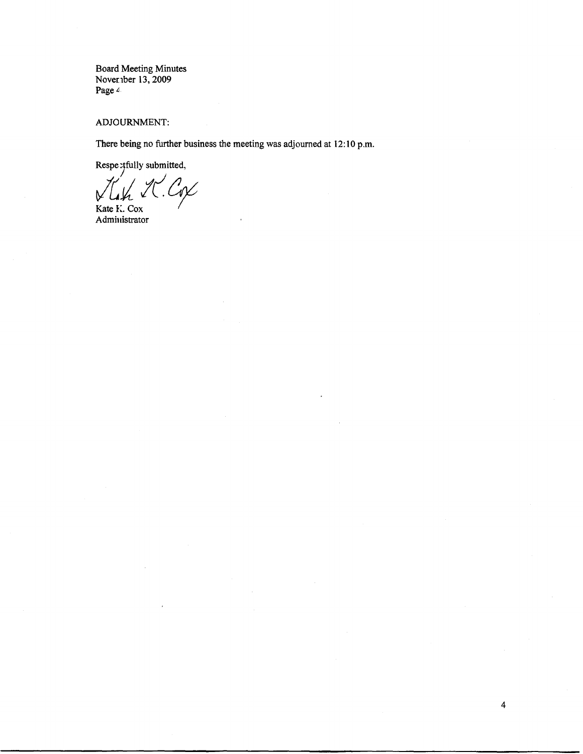ADJOURNMENT:

There being no further business the meeting was adjourned at 12:10 p.m.

Respectfully submitted,

Kate K. Cox
Administrator